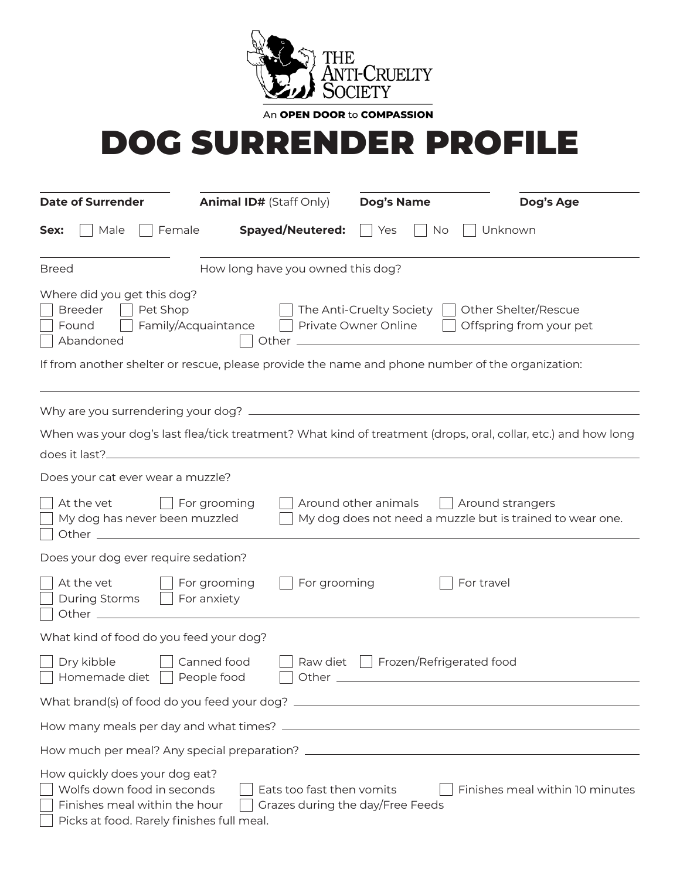THE ANTI-CRUELTY SOCIETY

An **OPEN DOOR** to **COMPASSION**

# DOG SURRENDER PROFILE

**Date of Surrender** ____________ **Animal ID#** (Staff Only) ____________ **Dog's Name** ____________ **Dog's Age** ____________

**Sex:** ☐ Male ☐ Female **Spayed/Neutered:** ☐ Yes ☐ No ☐ Unknown

Breed ____________ How long have you owned this dog? ____________

Where did you get this dog?

☐ Breeder ☐ Pet Shop ☐ The Anti-Cruelty Society ☐ Other Shelter/Rescue
☐ Found ☐ Family/Acquaintance ☐ Private Owner Online ☐ Offspring from your pet
☐ Abandoned ☐ Other ____________

If from another shelter or rescue, please provide the name and phone number of the organization:

____________

Why are you surrendering your dog? ____________

When was your dog's last flea/tick treatment? What kind of treatment (drops, oral, collar, etc.) and how long does it last? ____________

Does your cat ever wear a muzzle?

☐ At the vet ☐ For grooming ☐ Around other animals ☐ Around strangers
☐ My dog has never been muzzled ☐ My dog does not need a muzzle but is trained to wear one.
☐ Other ____________

Does your dog ever require sedation?

☐ At the vet ☐ For grooming ☐ For grooming ☐ For travel
☐ During Storms ☐ For anxiety
☐ Other ____________

What kind of food do you feed your dog?

☐ Dry kibble ☐ Canned food ☐ Raw diet ☐ Frozen/Refrigerated food
☐ Homemade diet ☐ People food ☐ Other ____________

What brand(s) of food do you feed your dog? ____________

How many meals per day and what times? ____________

How much per meal? Any special preparation? ____________

How quickly does your dog eat?

☐ Wolfs down food in seconds ☐ Eats too fast then vomits ☐ Finishes meal within 10 minutes
☐ Finishes meal within the hour ☐ Grazes during the day/Free Feeds
☐ Picks at food. Rarely finishes full meal.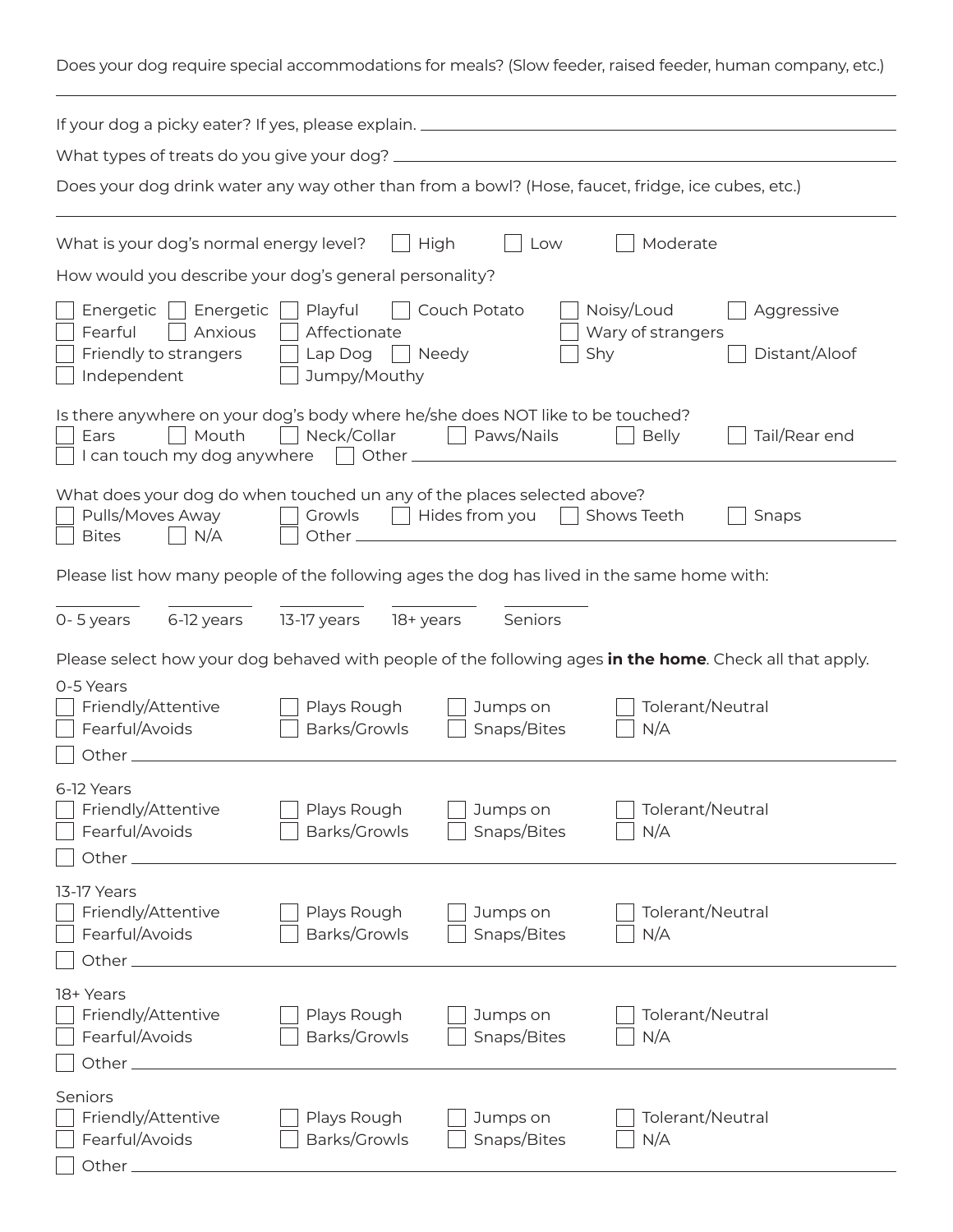Does your dog require special accommodations for meals? (Slow feeder, raised feeder, human company, etc.)

______________________________________________________________________

If your dog a picky eater? If yes, please explain. ______________________________________

What types of treats do you give your dog? ______________________________________

Does your dog drink water any way other than from a bowl? (Hose, faucet, fridge, ice cubes, etc.)

______________________________________________________________________

What is your dog's normal energy level? ☐ High ☐ Low ☐ Moderate

How would you describe your dog's general personality?

☐ Energetic ☐ Energetic ☐ Playful ☐ Couch Potato ☐ Noisy/Loud ☐ Aggressive
☐ Fearful ☐ Anxious ☐ Affectionate ☐ Wary of strangers
☐ Friendly to strangers ☐ Lap Dog ☐ Needy ☐ Shy ☐ Distant/Aloof
☐ Independent ☐ Jumpy/Mouthy

Is there anywhere on your dog's body where he/she does NOT like to be touched?
☐ Ears ☐ Mouth ☐ Neck/Collar ☐ Paws/Nails ☐ Belly ☐ Tail/Rear end
☐ I can touch my dog anywhere ☐ Other ______________________________________

What does your dog do when touched un any of the places selected above?
☐ Pulls/Moves Away ☐ Growls ☐ Hides from you ☐ Shows Teeth ☐ Snaps
☐ Bites ☐ N/A ☐ Other ______________________________________

Please list how many people of the following ages the dog has lived in the same home with:

| ______ | ______ | ______ | ______ | ______ |
|---|---|---|---|---|
| 0- 5 years | 6-12 years | 13-17 years | 18+ years | Seniors |

Please select how your dog behaved with people of the following ages **in the home**. Check all that apply.

0-5 Years
☐ Friendly/Attentive ☐ Plays Rough ☐ Jumps on ☐ Tolerant/Neutral
☐ Fearful/Avoids ☐ Barks/Growls ☐ Snaps/Bites ☐ N/A
☐ Other ______________________________________

6-12 Years
☐ Friendly/Attentive ☐ Plays Rough ☐ Jumps on ☐ Tolerant/Neutral
☐ Fearful/Avoids ☐ Barks/Growls ☐ Snaps/Bites ☐ N/A
☐ Other ______________________________________

13-17 Years
☐ Friendly/Attentive ☐ Plays Rough ☐ Jumps on ☐ Tolerant/Neutral
☐ Fearful/Avoids ☐ Barks/Growls ☐ Snaps/Bites ☐ N/A
☐ Other ______________________________________

18+ Years
☐ Friendly/Attentive ☐ Plays Rough ☐ Jumps on ☐ Tolerant/Neutral
☐ Fearful/Avoids ☐ Barks/Growls ☐ Snaps/Bites ☐ N/A
☐ Other ______________________________________

Seniors
☐ Friendly/Attentive ☐ Plays Rough ☐ Jumps on ☐ Tolerant/Neutral
☐ Fearful/Avoids ☐ Barks/Growls ☐ Snaps/Bites ☐ N/A
☐ Other ______________________________________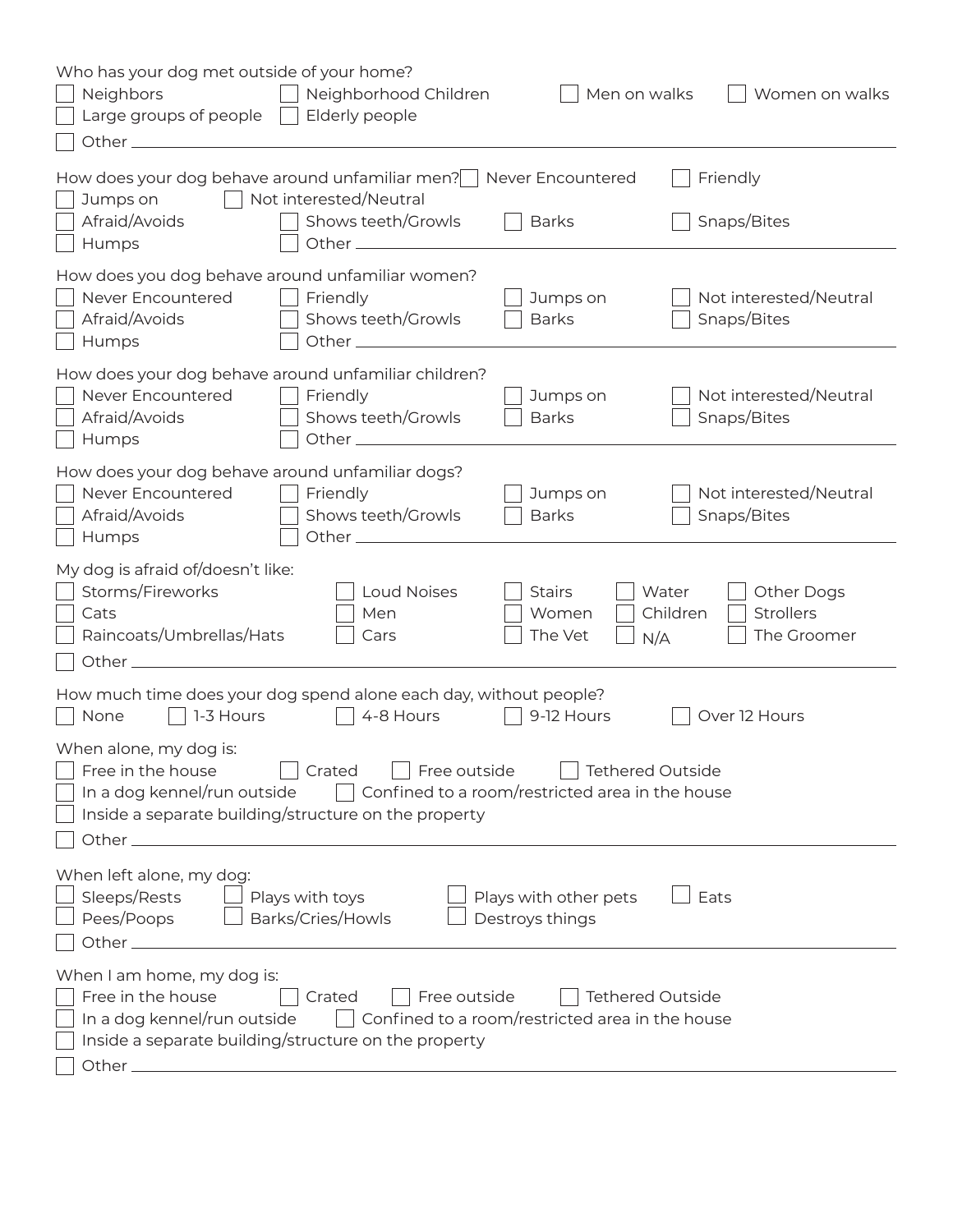Who has your dog met outside of your home?

- [ ] Neighbors
- [ ] Neighborhood Children
- [ ] Men on walks
- [ ] Women on walks
- [ ] Large groups of people
- [ ] Elderly people
- [ ] Other ______

How does your dog behave around unfamiliar men?

- [ ] Never Encountered
- [ ] Friendly
- [ ] Jumps on
- [ ] Not interested/Neutral
- [ ] Afraid/Avoids
- [ ] Shows teeth/Growls
- [ ] Barks
- [ ] Snaps/Bites
- [ ] Humps
- [ ] Other ______

How does you dog behave around unfamiliar women?

- [ ] Never Encountered
- [ ] Friendly
- [ ] Jumps on
- [ ] Not interested/Neutral
- [ ] Afraid/Avoids
- [ ] Shows teeth/Growls
- [ ] Barks
- [ ] Snaps/Bites
- [ ] Humps
- [ ] Other ______

How does your dog behave around unfamiliar children?

- [ ] Never Encountered
- [ ] Friendly
- [ ] Jumps on
- [ ] Not interested/Neutral
- [ ] Afraid/Avoids
- [ ] Shows teeth/Growls
- [ ] Barks
- [ ] Snaps/Bites
- [ ] Humps
- [ ] Other ______

How does your dog behave around unfamiliar dogs?

- [ ] Never Encountered
- [ ] Friendly
- [ ] Jumps on
- [ ] Not interested/Neutral
- [ ] Afraid/Avoids
- [ ] Shows teeth/Growls
- [ ] Barks
- [ ] Snaps/Bites
- [ ] Humps
- [ ] Other ______

My dog is afraid of/doesn't like:

- [ ] Storms/Fireworks
- [ ] Loud Noises
- [ ] Stairs
- [ ] Water
- [ ] Other Dogs
- [ ] Cats
- [ ] Men
- [ ] Women
- [ ] Children
- [ ] Strollers
- [ ] Raincoats/Umbrellas/Hats
- [ ] Cars
- [ ] The Vet
- [ ] N/A
- [ ] The Groomer
- [ ] Other ______

How much time does your dog spend alone each day, without people?

- [ ] None
- [ ] 1-3 Hours
- [ ] 4-8 Hours
- [ ] 9-12 Hours
- [ ] Over 12 Hours

When alone, my dog is:

- [ ] Free in the house
- [ ] Crated
- [ ] Free outside
- [ ] Tethered Outside
- [ ] In a dog kennel/run outside
- [ ] Confined to a room/restricted area in the house
- [ ] Inside a separate building/structure on the property
- [ ] Other ______

When left alone, my dog:

- [ ] Sleeps/Rests
- [ ] Plays with toys
- [ ] Plays with other pets
- [ ] Eats
- [ ] Pees/Poops
- [ ] Barks/Cries/Howls
- [ ] Destroys things
- [ ] Other ______

When I am home, my dog is:

- [ ] Free in the house
- [ ] Crated
- [ ] Free outside
- [ ] Tethered Outside
- [ ] In a dog kennel/run outside
- [ ] Confined to a room/restricted area in the house
- [ ] Inside a separate building/structure on the property
- [ ] Other ______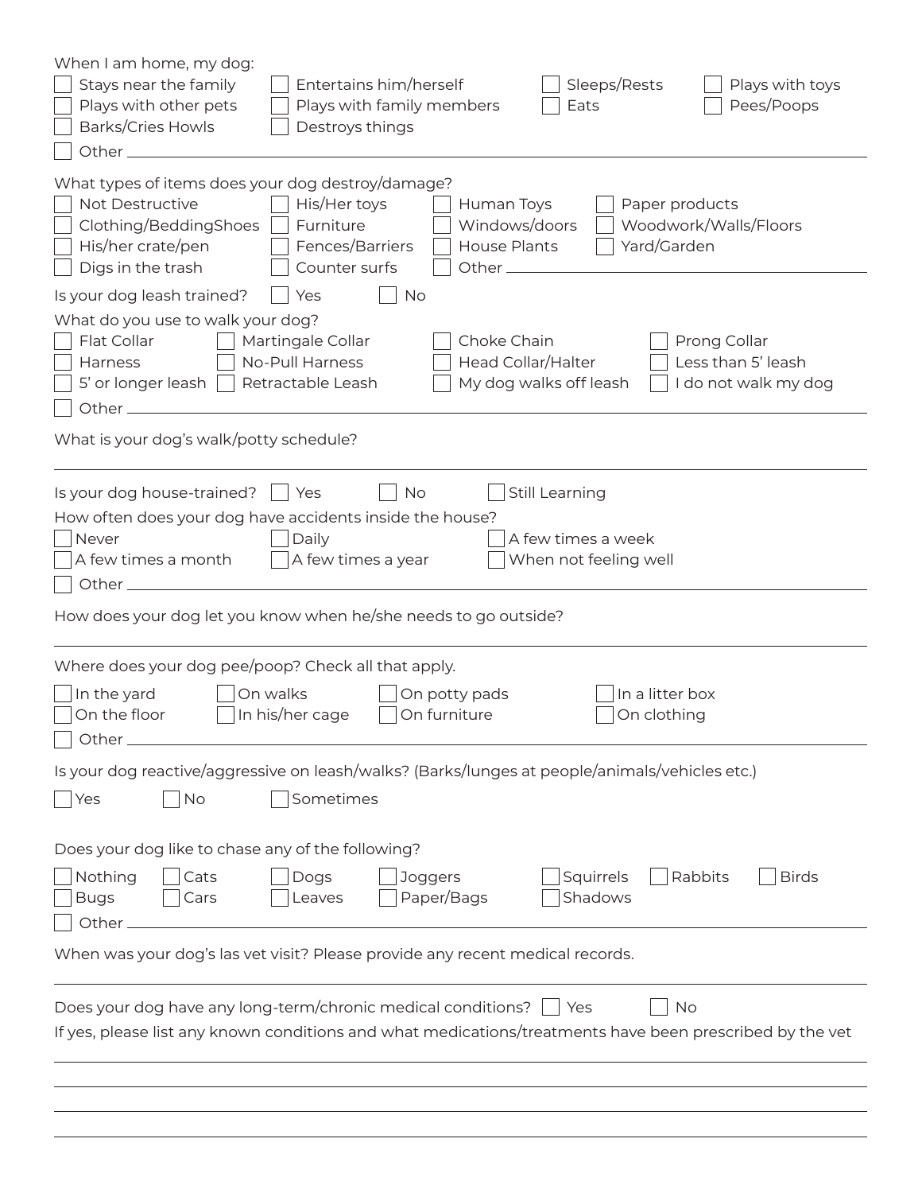When I am home, my dog:

- [ ] Stays near the family
- [ ] Entertains him/herself
- [ ] Sleeps/Rests
- [ ] Plays with toys
- [ ] Plays with other pets
- [ ] Plays with family members
- [ ] Eats
- [ ] Pees/Poops
- [ ] Barks/Cries Howls
- [ ] Destroys things
- [ ] Other ______________________________

What types of items does your dog destroy/damage?

- [ ] Not Destructive
- [ ] His/Her toys
- [ ] Human Toys
- [ ] Paper products
- [ ] Clothing/BeddingShoes
- [ ] Furniture
- [ ] Windows/doors
- [ ] Woodwork/Walls/Floors
- [ ] His/her crate/pen
- [ ] Fences/Barriers
- [ ] House Plants
- [ ] Yard/Garden
- [ ] Digs in the trash
- [ ] Counter surfs
- [ ] Other ______________________________

Is your dog leash trained? [ ] Yes [ ] No

What do you use to walk your dog?

- [ ] Flat Collar
- [ ] Martingale Collar
- [ ] Choke Chain
- [ ] Prong Collar
- [ ] Harness
- [ ] No-Pull Harness
- [ ] Head Collar/Halter
- [ ] Less than 5' leash
- [ ] 5' or longer leash
- [ ] Retractable Leash
- [ ] My dog walks off leash
- [ ] I do not walk my dog
- [ ] Other ______________________________

What is your dog's walk/potty schedule?

______________________________

Is your dog house-trained? [ ] Yes [ ] No [ ] Still Learning

How often does your dog have accidents inside the house?

- [ ] Never
- [ ] Daily
- [ ] A few times a week
- [ ] A few times a month
- [ ] A few times a year
- [ ] When not feeling well
- [ ] Other ______________________________

How does your dog let you know when he/she needs to go outside?

______________________________

Where does your dog pee/poop? Check all that apply.

- [ ] In the yard
- [ ] On walks
- [ ] On potty pads
- [ ] In a litter box
- [ ] On the floor
- [ ] In his/her cage
- [ ] On furniture
- [ ] On clothing
- [ ] Other ______________________________

Is your dog reactive/aggressive on leash/walks? (Barks/lunges at people/animals/vehicles etc.)

[ ] Yes [ ] No [ ] Sometimes

Does your dog like to chase any of the following?

- [ ] Nothing
- [ ] Cats
- [ ] Dogs
- [ ] Joggers
- [ ] Squirrels
- [ ] Rabbits
- [ ] Birds
- [ ] Bugs
- [ ] Cars
- [ ] Leaves
- [ ] Paper/Bags
- [ ] Shadows
- [ ] Other ______________________________

When was your dog's las vet visit? Please provide any recent medical records.

______________________________

Does your dog have any long-term/chronic medical conditions? [ ] Yes [ ] No

If yes, please list any known conditions and what medications/treatments have been prescribed by the vet

______________________________

______________________________

______________________________

______________________________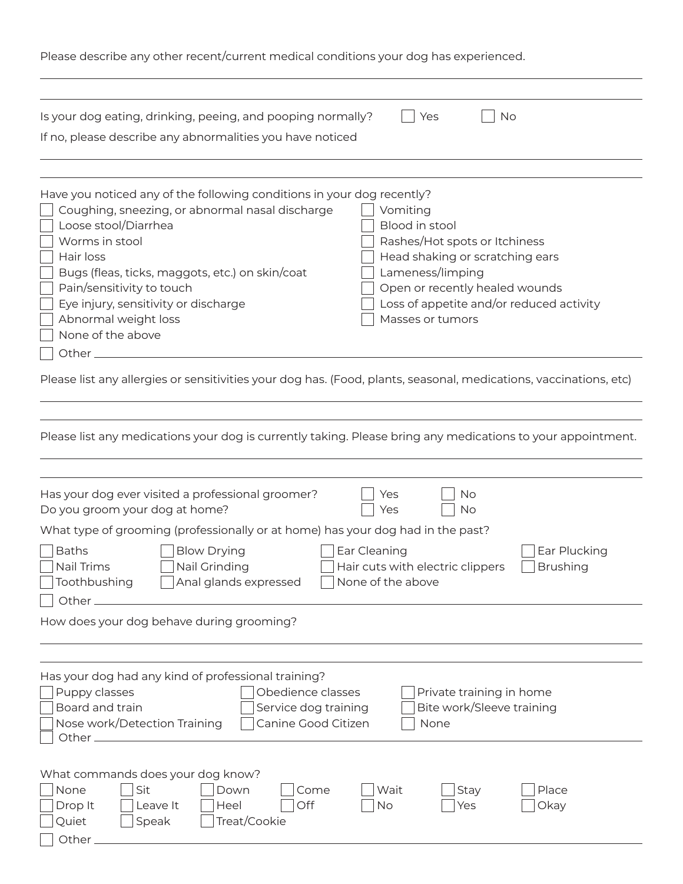Please describe any other recent/current medical conditions your dog has experienced.

\_\_\_\_\_\_\_\_\_\_\_\_\_\_\_\_\_\_\_\_\_\_\_\_\_\_\_\_\_\_\_\_\_\_\_\_\_\_\_\_

\_\_\_\_\_\_\_\_\_\_\_\_\_\_\_\_\_\_\_\_\_\_\_\_\_\_\_\_\_\_\_\_\_\_\_\_\_\_\_\_

Is your dog eating, drinking, peeing, and pooping normally? ☐ Yes ☐ No

If no, please describe any abnormalities you have noticed

\_\_\_\_\_\_\_\_\_\_\_\_\_\_\_\_\_\_\_\_\_\_\_\_\_\_\_\_\_\_\_\_\_\_\_\_\_\_\_\_

\_\_\_\_\_\_\_\_\_\_\_\_\_\_\_\_\_\_\_\_\_\_\_\_\_\_\_\_\_\_\_\_\_\_\_\_\_\_\_\_

Have you noticed any of the following conditions in your dog recently?

- ☐ Coughing, sneezing, or abnormal nasal discharge
- ☐ Loose stool/Diarrhea
- ☐ Worms in stool
- ☐ Hair loss
- ☐ Bugs (fleas, ticks, maggots, etc.) on skin/coat
- ☐ Pain/sensitivity to touch
- ☐ Eye injury, sensitivity or discharge
- ☐ Abnormal weight loss
- ☐ None of the above
- ☐ Vomiting
- ☐ Blood in stool
- ☐ Rashes/Hot spots or Itchiness
- ☐ Head shaking or scratching ears
- ☐ Lameness/limping
- ☐ Open or recently healed wounds
- ☐ Loss of appetite and/or reduced activity
- ☐ Masses or tumors
- ☐ Other \_\_\_\_\_\_\_\_\_\_\_\_\_\_\_\_\_\_\_\_

Please list any allergies or sensitivities your dog has. (Food, plants, seasonal, medications, vaccinations, etc)

\_\_\_\_\_\_\_\_\_\_\_\_\_\_\_\_\_\_\_\_\_\_\_\_\_\_\_\_\_\_\_\_\_\_\_\_\_\_\_\_

\_\_\_\_\_\_\_\_\_\_\_\_\_\_\_\_\_\_\_\_\_\_\_\_\_\_\_\_\_\_\_\_\_\_\_\_\_\_\_\_

Please list any medications your dog is currently taking. Please bring any medications to your appointment.

\_\_\_\_\_\_\_\_\_\_\_\_\_\_\_\_\_\_\_\_\_\_\_\_\_\_\_\_\_\_\_\_\_\_\_\_\_\_\_\_

\_\_\_\_\_\_\_\_\_\_\_\_\_\_\_\_\_\_\_\_\_\_\_\_\_\_\_\_\_\_\_\_\_\_\_\_\_\_\_\_

Has your dog ever visited a professional groomer? ☐ Yes ☐ No

Do you groom your dog at home? ☐ Yes ☐ No

What type of grooming (professionally or at home) has your dog had in the past?

- ☐ Baths
- ☐ Nail Trims
- ☐ Toothbushing
- ☐ Blow Drying
- ☐ Nail Grinding
- ☐ Anal glands expressed
- ☐ Ear Cleaning
- ☐ Hair cuts with electric clippers
- ☐ None of the above
- ☐ Ear Plucking
- ☐ Brushing
- ☐ Other \_\_\_\_\_\_\_\_\_\_\_\_\_\_\_\_\_\_\_\_

How does your dog behave during grooming?

\_\_\_\_\_\_\_\_\_\_\_\_\_\_\_\_\_\_\_\_\_\_\_\_\_\_\_\_\_\_\_\_\_\_\_\_\_\_\_\_

\_\_\_\_\_\_\_\_\_\_\_\_\_\_\_\_\_\_\_\_\_\_\_\_\_\_\_\_\_\_\_\_\_\_\_\_\_\_\_\_

Has your dog had any kind of professional training?

- ☐ Puppy classes
- ☐ Board and train
- ☐ Nose work/Detection Training
- ☐ Obedience classes
- ☐ Service dog training
- ☐ Canine Good Citizen
- ☐ Private training in home
- ☐ Bite work/Sleeve training
- ☐ None
- ☐ Other \_\_\_\_\_\_\_\_\_\_\_\_\_\_\_\_\_\_\_\_

What commands does your dog know?

- ☐ None
- ☐ Drop It
- ☐ Quiet
- ☐ Sit
- ☐ Leave It
- ☐ Speak
- ☐ Down
- ☐ Heel
- ☐ Treat/Cookie
- ☐ Come
- ☐ Off
- ☐ Wait
- ☐ No
- ☐ Stay
- ☐ Yes
- ☐ Place
- ☐ Okay
- ☐ Other \_\_\_\_\_\_\_\_\_\_\_\_\_\_\_\_\_\_\_\_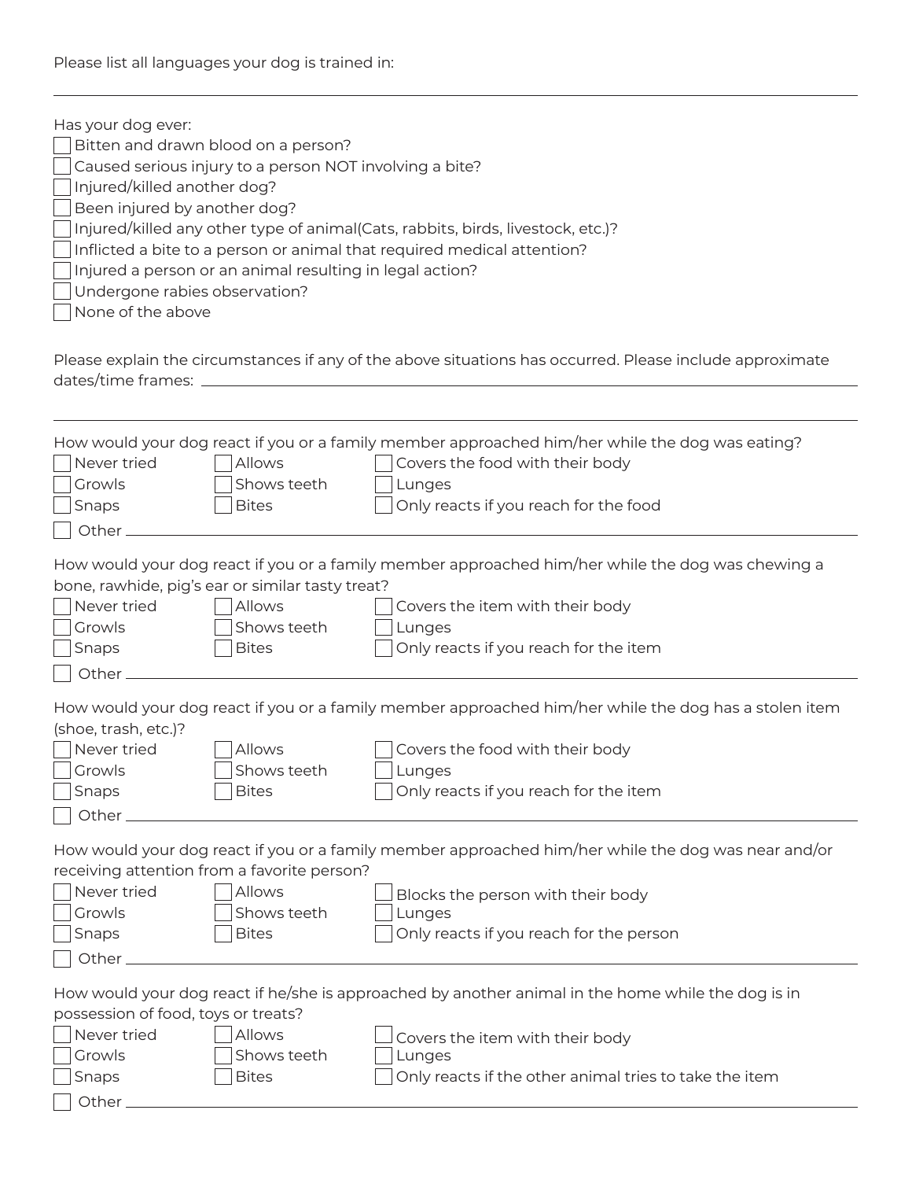Please list all languages your dog is trained in:

\_\_\_\_\_\_\_\_\_\_\_\_\_\_\_\_\_\_\_\_\_\_\_\_\_\_\_\_\_\_\_\_\_\_\_\_\_\_\_\_\_\_\_\_\_\_\_\_\_\_\_\_\_\_\_\_\_\_\_\_

Has your dog ever:

- ☐ Bitten and drawn blood on a person?
- ☐ Caused serious injury to a person NOT involving a bite?
- ☐ Injured/killed another dog?
- ☐ Been injured by another dog?
- ☐ Injured/killed any other type of animal(Cats, rabbits, birds, livestock, etc.)?
- ☐ Inflicted a bite to a person or animal that required medical attention?
- ☐ Injured a person or an animal resulting in legal action?
- ☐ Undergone rabies observation?
- ☐ None of the above

Please explain the circumstances if any of the above situations has occurred. Please include approximate dates/time frames: \_\_\_\_\_\_\_\_\_\_\_\_\_\_\_\_\_\_\_\_\_\_\_\_\_\_\_\_\_\_\_\_\_\_\_\_\_\_\_\_\_\_\_\_

\_\_\_\_\_\_\_\_\_\_\_\_\_\_\_\_\_\_\_\_\_\_\_\_\_\_\_\_\_\_\_\_\_\_\_\_\_\_\_\_\_\_\_\_\_\_\_\_\_\_\_\_\_\_\_\_\_\_\_\_

How would your dog react if you or a family member approached him/her while the dog was eating?

| | | |
|---|---|---|
| ☐ Never tried | ☐ Allows | ☐ Covers the food with their body |
| ☐ Growls | ☐ Shows teeth | ☐ Lunges |
| ☐ Snaps | ☐ Bites | ☐ Only reacts if you reach for the food |

☐ Other \_\_\_\_\_\_\_\_\_\_\_\_\_\_\_\_\_\_\_\_\_\_\_\_\_\_\_\_\_\_\_\_\_\_\_\_\_\_\_\_\_\_\_\_

How would your dog react if you or a family member approached him/her while the dog was chewing a bone, rawhide, pig's ear or similar tasty treat?

| | | |
|---|---|---|
| ☐ Never tried | ☐ Allows | ☐ Covers the item with their body |
| ☐ Growls | ☐ Shows teeth | ☐ Lunges |
| ☐ Snaps | ☐ Bites | ☐ Only reacts if you reach for the item |

☐ Other \_\_\_\_\_\_\_\_\_\_\_\_\_\_\_\_\_\_\_\_\_\_\_\_\_\_\_\_\_\_\_\_\_\_\_\_\_\_\_\_\_\_\_\_

How would your dog react if you or a family member approached him/her while the dog has a stolen item (shoe, trash, etc.)?

| | | |
|---|---|---|
| ☐ Never tried | ☐ Allows | ☐ Covers the food with their body |
| ☐ Growls | ☐ Shows teeth | ☐ Lunges |
| ☐ Snaps | ☐ Bites | ☐ Only reacts if you reach for the item |

☐ Other \_\_\_\_\_\_\_\_\_\_\_\_\_\_\_\_\_\_\_\_\_\_\_\_\_\_\_\_\_\_\_\_\_\_\_\_\_\_\_\_\_\_\_\_

How would your dog react if you or a family member approached him/her while the dog was near and/or receiving attention from a favorite person?

| | | |
|---|---|---|
| ☐ Never tried | ☐ Allows | ☐ Blocks the person with their body |
| ☐ Growls | ☐ Shows teeth | ☐ Lunges |
| ☐ Snaps | ☐ Bites | ☐ Only reacts if you reach for the person |

☐ Other \_\_\_\_\_\_\_\_\_\_\_\_\_\_\_\_\_\_\_\_\_\_\_\_\_\_\_\_\_\_\_\_\_\_\_\_\_\_\_\_\_\_\_\_

How would your dog react if he/she is approached by another animal in the home while the dog is in possession of food, toys or treats?

| | | |
|---|---|---|
| ☐ Never tried | ☐ Allows | ☐ Covers the item with their body |
| ☐ Growls | ☐ Shows teeth | ☐ Lunges |
| ☐ Snaps | ☐ Bites | ☐ Only reacts if the other animal tries to take the item |

☐ Other \_\_\_\_\_\_\_\_\_\_\_\_\_\_\_\_\_\_\_\_\_\_\_\_\_\_\_\_\_\_\_\_\_\_\_\_\_\_\_\_\_\_\_\_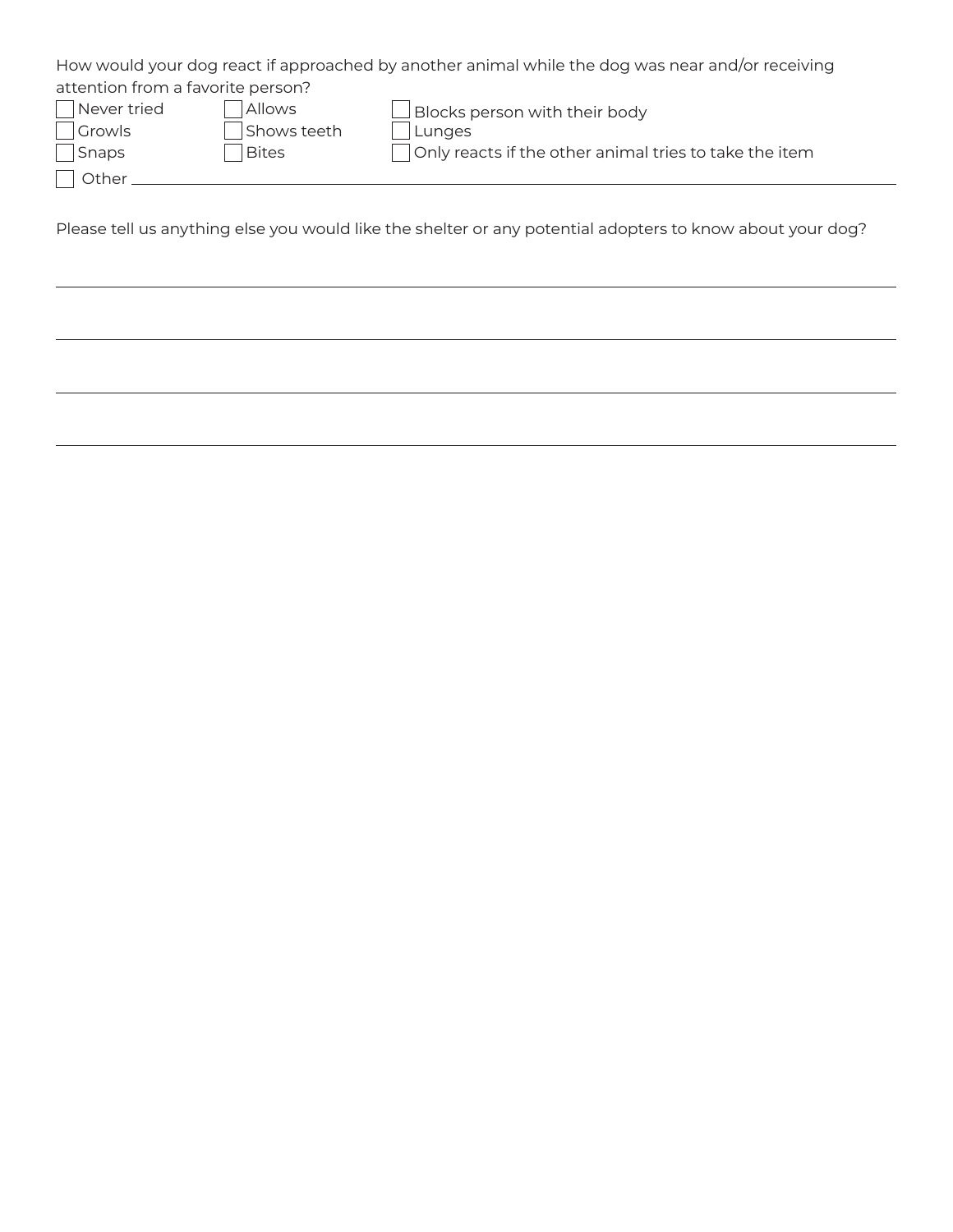How would your dog react if approached by another animal while the dog was near and/or receiving attention from a favorite person?

- [ ] Never tried
- [ ] Allows
- [ ] Blocks person with their body
- [ ] Growls
- [ ] Shows teeth
- [ ] Lunges
- [ ] Snaps
- [ ] Bites
- [ ] Only reacts if the other animal tries to take the item
- [ ] Other ______________________________

Please tell us anything else you would like the shelter or any potential adopters to know about your dog?

______________________________

______________________________

______________________________

______________________________